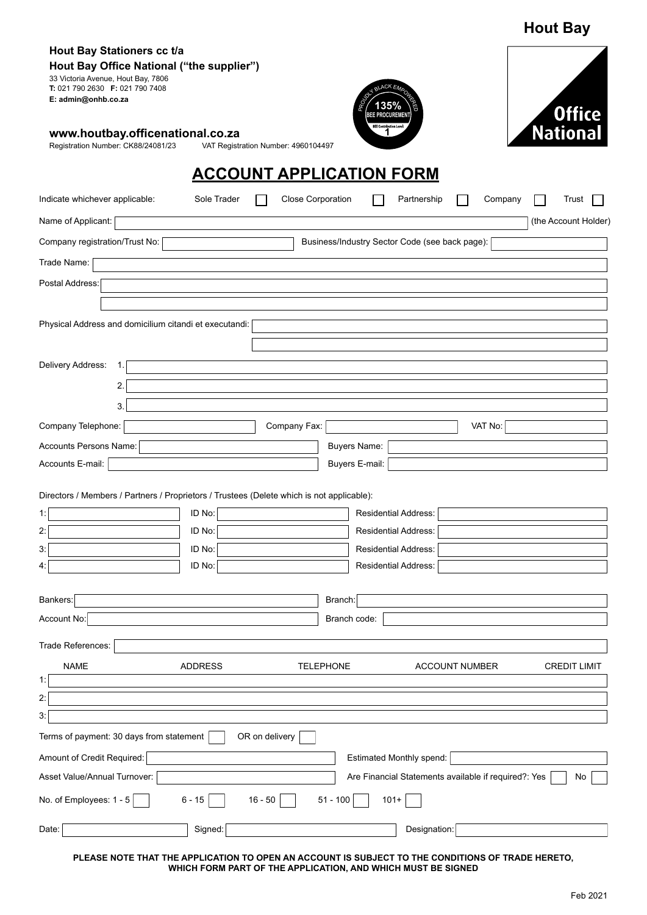Hout Bay

**Hout Bay Stationers cc t/a**
**Hout Bay Office National ("the supplier")**
33 Victoria Avenue, Hout Bay, 7806
**T:** 021 790 2630 **F:** 021 790 7408
**E: admin@onhb.co.za**

PROUDLY BLACK EMPOWERED
135% BEE PROCUREMENT
BEE Contribution Level 1

Office National

**www.houtbay.officenational.co.za**
Registration Number: CK88/24081/23 VAT Registration Number: 4960104497

# ACCOUNT APPLICATION FORM

Indicate whichever applicable: Sole Trader ☐ Close Corporation ☐ Partnership ☐ Company ☐ Trust ☐

Name of Applicant: ______________________ (the Account Holder)

Company registration/Trust No: ______________ Business/Industry Sector Code (see back page): ______________

Trade Name: ______________________

Postal Address: ______________________

______________________

Physical Address and domicilium citandi et executandi: ______________________

______________________

Delivery Address: 1. ______________________

2. ______________________

3. ______________________

Company Telephone: ______________ Company Fax: ______________ VAT No: ______________

Accounts Persons Name: ______________ Buyers Name: ______________

Accounts E-mail: ______________ Buyers E-mail: ______________

Directors / Members / Partners / Proprietors / Trustees (Delete which is not applicable):

1: ______________ ID No: ______________ Residential Address: ______________

2: ______________ ID No: ______________ Residential Address: ______________

3: ______________ ID No: ______________ Residential Address: ______________

4: ______________ ID No: ______________ Residential Address: ______________

Bankers: ______________ Branch: ______________

Account No: ______________ Branch code: ______________

Trade References: ______________________

| | NAME | ADDRESS | TELEPHONE | ACCOUNT NUMBER | CREDIT LIMIT |
|---|---|---|---|---|---|
| 1: | | | | | |
| 2: | | | | | |
| 3: | | | | | |

Terms of payment: 30 days from statement ☐ OR on delivery ☐

Amount of Credit Required: ______________ Estimated Monthly spend: ______________

Asset Value/Annual Turnover: ______________ Are Financial Statements available if required?: Yes ☐ No ☐

No. of Employees: 1 - 5 ☐ 6 - 15 ☐ 16 - 50 ☐ 51 - 100 ☐ 101+ ☐

Date: ______________ Signed: ______________ Designation: ______________

**PLEASE NOTE THAT THE APPLICATION TO OPEN AN ACCOUNT IS SUBJECT TO THE CONDITIONS OF TRADE HERETO, WHICH FORM PART OF THE APPLICATION, AND WHICH MUST BE SIGNED**

Feb 2021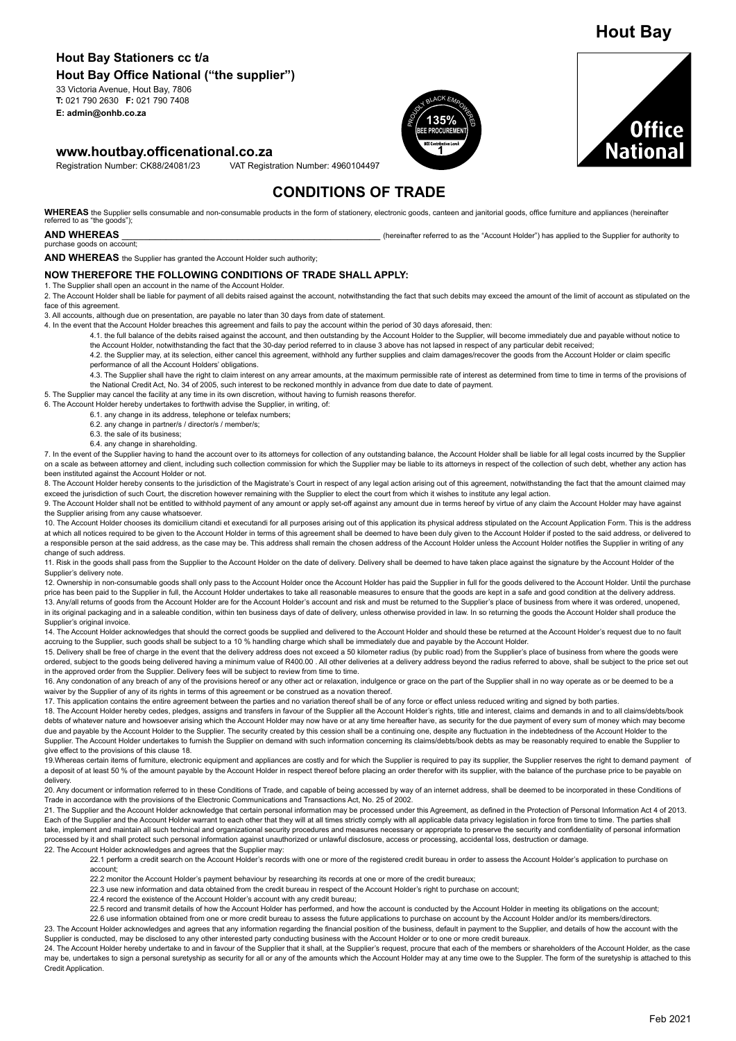# Hout Bay

**Hout Bay Stationers cc t/a**

**Hout Bay Office National ("the supplier")**

33 Victoria Avenue, Hout Bay, 7806
**T:** 021 790 2630 **F:** 021 790 7408
**E: admin@onhb.co.za**

**www.houtbay.officenational.co.za**
Registration Number: CK88/24081/23 VAT Registration Number: 4960104497

PROUDLY BLACK EMPOWERED 135% BEE PROCUREMENT BEE Contribution Level 1

Office National

## CONDITIONS OF TRADE

**WHEREAS** the Supplier sells consumable and non-consumable products in the form of stationery, electronic goods, canteen and janitorial goods, office furniture and appliances (hereinafter referred to as "the goods");

**AND WHEREAS** \_\_\_\_\_\_\_\_\_\_\_\_\_\_\_\_\_\_\_\_\_\_\_\_\_\_\_\_\_\_\_\_\_\_\_\_\_\_\_\_\_\_\_\_\_\_\_\_\_\_\_\_ (hereinafter referred to as the "Account Holder") has applied to the Supplier for authority to purchase goods on account;

**AND WHEREAS** the Supplier has granted the Account Holder such authority;

**NOW THEREFORE THE FOLLOWING CONDITIONS OF TRADE SHALL APPLY:**

1. The Supplier shall open an account in the name of the Account Holder.
2. The Account Holder shall be liable for payment of all debits raised against the account, notwithstanding the fact that such debits may exceed the amount of the limit of account as stipulated on the face of this agreement.
3. All accounts, although due on presentation, are payable no later than 30 days from date of statement.
4. In the event that the Account Holder breaches this agreement and fails to pay the account within the period of 30 days aforesaid, then:
   4.1. the full balance of the debits raised against the account, and then outstanding by the Account Holder to the Supplier, will become immediately due and payable without notice to the Account Holder, notwithstanding the fact that the 30-day period referred to in clause 3 above has not lapsed in respect of any particular debit received;
   4.2. the Supplier may, at its selection, either cancel this agreement, withhold any further supplies and claim damages/recover the goods from the Account Holder or claim specific performance of all the Account Holders' obligations.
   4.3. The Supplier shall have the right to claim interest on any arrear amounts, at the maximum permissible rate of interest as determined from time to time in terms of the provisions of the National Credit Act, No. 34 of 2005, such interest to be reckoned monthly in advance from due date to date of payment.
5. The Supplier may cancel the facility at any time in its own discretion, without having to furnish reasons therefor.
6. The Account Holder hereby undertakes to forthwith advise the Supplier, in writing, of:
   6.1. any change in its address, telephone or telefax numbers;
   6.2. any change in partner/s / director/s / member/s;
   6.3. the sale of its business;
   6.4. any change in shareholding.
7. In the event of the Supplier having to hand the account over to its attorneys for collection of any outstanding balance, the Account Holder shall be liable for all legal costs incurred by the Supplier on a scale as between attorney and client, including such collection commission for which the Supplier may be liable to its attorneys in respect of the collection of such debt, whether any action has been instituted against the Account Holder or not.
8. The Account Holder hereby consents to the jurisdiction of the Magistrate's Court in respect of any legal action arising out of this agreement, notwithstanding the fact that the amount claimed may exceed the jurisdiction of such Court, the discretion however remaining with the Supplier to elect the court from which it wishes to institute any legal action.
9. The Account Holder shall not be entitled to withhold payment of any amount or apply set-off against any amount due in terms hereof by virtue of any claim the Account Holder may have against the Supplier arising from any cause whatsoever.
10. The Account Holder chooses its domicilium citandi et executandi for all purposes arising out of this application its physical address stipulated on the Account Application Form. This is the address at which all notices required to be given to the Account Holder in terms of this agreement shall be deemed to have been duly given to the Account Holder if posted to the said address, or delivered to a responsible person at the said address, as the case may be. This address shall remain the chosen address of the Account Holder unless the Account Holder notifies the Supplier in writing of any change of such address.
11. Risk in the goods shall pass from the Supplier to the Account Holder on the date of delivery. Delivery shall be deemed to have taken place against the signature by the Account Holder of the Supplier's delivery note.
12. Ownership in non-consumable goods shall only pass to the Account Holder once the Account Holder has paid the Supplier in full for the goods delivered to the Account Holder. Until the purchase price has been paid to the Supplier in full, the Account Holder undertakes to take all reasonable measures to ensure that the goods are kept in a safe and good condition at the delivery address.
13. Any/all returns of goods from the Account Holder are for the Account Holder's account and risk and must be returned to the Supplier's place of business from where it was ordered, unopened, in its original packaging and in a saleable condition, within ten business days of date of delivery, unless otherwise provided in law. In so returning the goods the Account Holder shall produce the Supplier's original invoice.
14. The Account Holder acknowledges that should the correct goods be supplied and delivered to the Account Holder and should these be returned at the Account Holder's request due to no fault accruing to the Supplier, such goods shall be subject to a 10 % handling charge which shall be immediately due and payable by the Account Holder.
15. Delivery shall be free of charge in the event that the delivery address does not exceed a 50 kilometer radius (by public road) from the Supplier's place of business from where the goods were ordered, subject to the goods being delivered having a minimum value of R400.00 . All other deliveries at a delivery address beyond the radius referred to above, shall be subject to the price set out in the approved order from the Supplier. Delivery fees will be subject to review from time to time.
16. Any condonation of any breach of any of the provisions hereof or any other act or relaxation, indulgence or grace on the part of the Supplier shall in no way operate as or be deemed to be a waiver by the Supplier of any of its rights in terms of this agreement or be construed as a novation thereof.
17. This application contains the entire agreement between the parties and no variation thereof shall be of any force or effect unless reduced writing and signed by both parties.
18. The Account Holder hereby cedes, pledges, assigns and transfers in favour of the Supplier all the Account Holder's rights, title and interest, claims and demands in and to all claims/debts/book debts of whatever nature and howsoever arising which the Account Holder may now have or at any time hereafter have, as security for the due payment of every sum of money which may become due and payable by the Account Holder to the Supplier. The security created by this cession shall be a continuing one, despite any fluctuation in the indebtedness of the Account Holder to the Supplier. The Account Holder undertakes to furnish the Supplier on demand with such information concerning its claims/debts/book debts as may be reasonably required to enable the Supplier to give effect to the provisions of this clause 18.
19. Whereas certain items of furniture, electronic equipment and appliances are costly and for which the Supplier is required to pay its supplier, the Supplier reserves the right to demand payment of a deposit of at least 50 % of the amount payable by the Account Holder in respect thereof before placing an order therefor with its supplier, with the balance of the purchase price to be payable on delivery.
20. Any document or information referred to in these Conditions of Trade, and capable of being accessed by way of an internet address, shall be deemed to be incorporated in these Conditions of Trade in accordance with the provisions of the Electronic Communications and Transactions Act, No. 25 of 2002.
21. The Supplier and the Account Holder acknowledge that certain personal information may be processed under this Agreement, as defined in the Protection of Personal Information Act 4 of 2013. Each of the Supplier and the Account Holder warrant to each other that they will at all times strictly comply with all applicable data privacy legislation in force from time to time. The parties shall take, implement and maintain all such technical and organizational security procedures and measures necessary or appropriate to preserve the security and confidentiality of personal information processed by it and shall protect such personal information against unauthorized or unlawful disclosure, access or processing, accidental loss, destruction or damage.
22. The Account Holder acknowledges and agrees that the Supplier may:
   22.1 perform a credit search on the Account Holder's records with one or more of the registered credit bureau in order to assess the Account Holder's application to purchase on account;
   22.2 monitor the Account Holder's payment behaviour by researching its records at one or more of the credit bureaux;
   22.3 use new information and data obtained from the credit bureau in respect of the Account Holder's right to purchase on account;
   22.4 record the existence of the Account Holder's account with any credit bureau;
   22.5 record and transmit details of how the Account Holder has performed, and how the account is conducted by the Account Holder in meeting its obligations on the account;
   22.6 use information obtained from one or more credit bureau to assess the future applications to purchase on account by the Account Holder and/or its members/directors.
23. The Account Holder acknowledges and agrees that any information regarding the financial position of the business, default in payment to the Supplier, and details of how the account with the Supplier is conducted, may be disclosed to any other interested party conducting business with the Account Holder or to one or more credit bureaux.
24. The Account Holder hereby undertake to and in favour of the Supplier that it shall, at the Supplier's request, procure that each of the members or shareholders of the Account Holder, as the case may be, undertakes to sign a personal suretyship as security for all or any of the amounts which the Account Holder may at any time owe to the Suppler. The form of the suretyship is attached to this Credit Application.

Feb 2021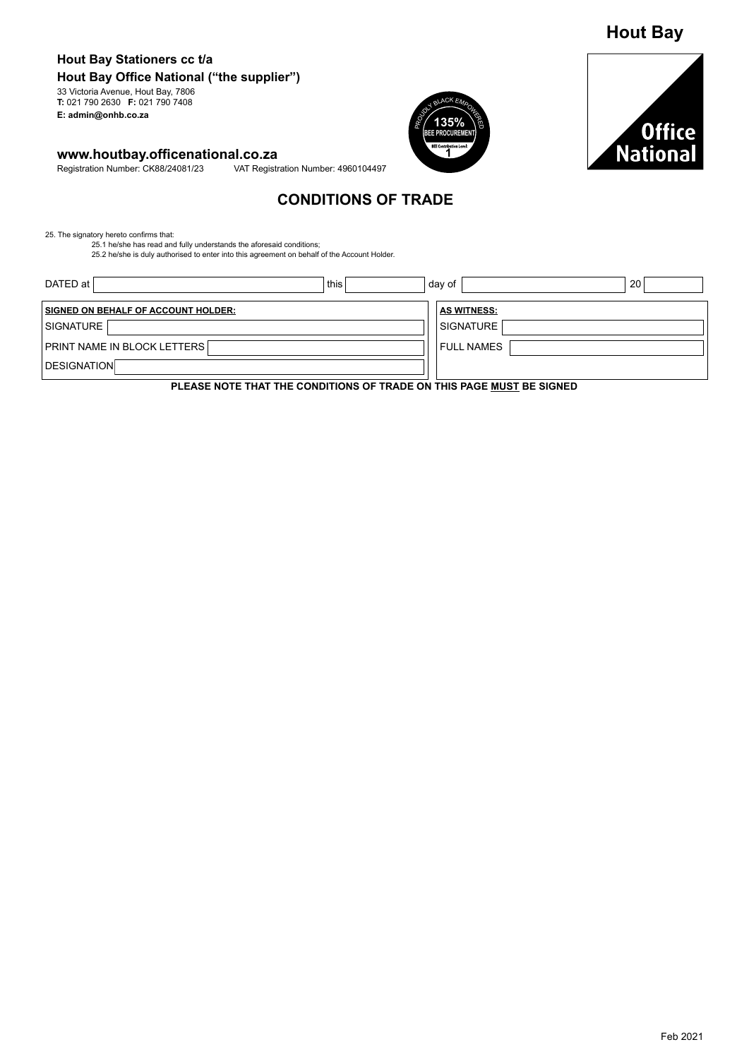**Hout Bay**

**Hout Bay Stationers cc t/a**

**Hout Bay Office National ("the supplier")**

33 Victoria Avenue, Hout Bay, 7806
**T:** 021 790 2630 **F:** 021 790 7408
**E: admin@onhb.co.za**

**www.houtbay.officenational.co.za**

Registration Number: CK88/24081/23 VAT Registration Number: 4960104497

PROUDLY BLACK EMPOWERED
135% BEE PROCUREMENT
BEE Contribution Level 1

Office National

## CONDITIONS OF TRADE

25. The signatory hereto confirms that:
    - 25.1 he/she has read and fully understands the aforesaid conditions;
    - 25.2 he/she is duly authorised to enter into this agreement on behalf of the Account Holder.

DATED at ____________________ this ________ day of ____________________ 20 ______

| **SIGNED ON BEHALF OF ACCOUNT HOLDER:** | | **AS WITNESS:** | |
|---|---|---|---|
| SIGNATURE | | SIGNATURE | |
| PRINT NAME IN BLOCK LETTERS | | FULL NAMES | |
| DESIGNATION | | | |

**PLEASE NOTE THAT THE CONDITIONS OF TRADE ON THIS PAGE MUST BE SIGNED**

Feb 2021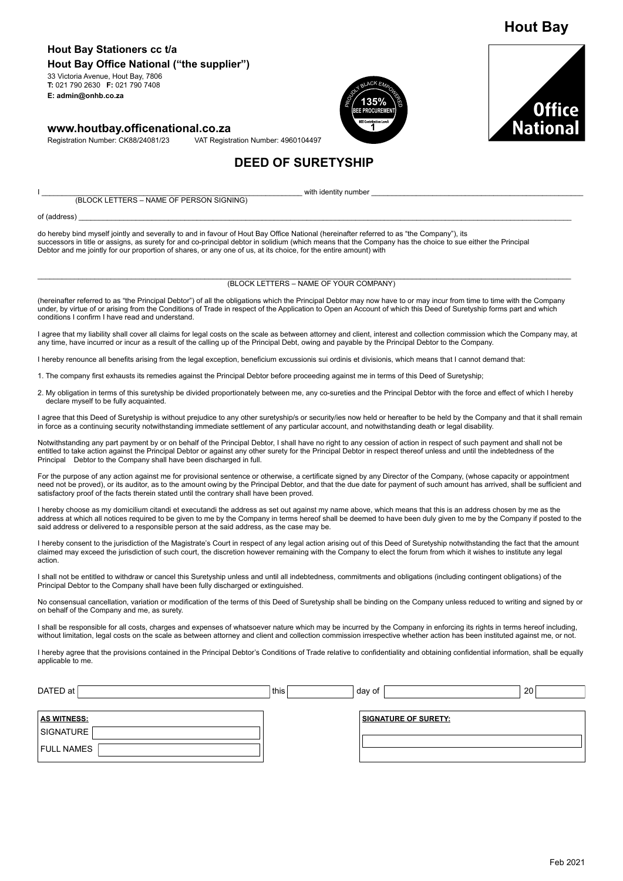Hout Bay

**Hout Bay Stationers cc t/a**
**Hout Bay Office National ("the supplier")**
33 Victoria Avenue, Hout Bay, 7806
**T:** 021 790 2630 **F:** 021 790 7408
**E: admin@onhb.co.za**

**www.houtbay.officenational.co.za**
Registration Number: CK88/24081/23 VAT Registration Number: 4960104497

PROUDLY BLACK EMPOWERED
135% BEE PROCUREMENT
BEE Contribution Level 1

Office National

# DEED OF SURETYSHIP

I ____________________________________________________________ with identity number ____________________________________________________
(BLOCK LETTERS – NAME OF PERSON SIGNING)

of (address) ______________________________________________________________________________________________________________

do hereby bind myself jointly and severally to and in favour of Hout Bay Office National (hereinafter referred to as "the Company"), its successors in title or assigns, as surety for and co-principal debtor in solidium (which means that the Company has the choice to sue either the Principal Debtor and me jointly for our proportion of shares, or any one of us, at its choice, for the entire amount) with

______________________________________________________________________________________________________________
(BLOCK LETTERS – NAME OF YOUR COMPANY)

(hereinafter referred to as "the Principal Debtor") of all the obligations which the Principal Debtor may now have to or may incur from time to time with the Company under, by virtue of or arising from the Conditions of Trade in respect of the Application to Open an Account of which this Deed of Suretyship forms part and which conditions I confirm I have read and understand.

I agree that my liability shall cover all claims for legal costs on the scale as between attorney and client, interest and collection commission which the Company may, at any time, have incurred or incur as a result of the calling up of the Principal Debt, owing and payable by the Principal Debtor to the Company.

I hereby renounce all benefits arising from the legal exception, beneficium excussionis sui ordinis et divisionis, which means that I cannot demand that:

1. The company first exhausts its remedies against the Principal Debtor before proceeding against me in terms of this Deed of Suretyship;

2. My obligation in terms of this suretyship be divided proportionately between me, any co-sureties and the Principal Debtor with the force and effect of which I hereby declare myself to be fully acquainted.

I agree that this Deed of Suretyship is without prejudice to any other suretyship/s or security/ies now held or hereafter to be held by the Company and that it shall remain in force as a continuing security notwithstanding immediate settlement of any particular account, and notwithstanding death or legal disability.

Notwithstanding any part payment by or on behalf of the Principal Debtor, I shall have no right to any cession of action in respect of such payment and shall not be entitled to take action against the Principal Debtor or against any other surety for the Principal Debtor in respect thereof unless and until the indebtedness of the Principal Debtor to the Company shall have been discharged in full.

For the purpose of any action against me for provisional sentence or otherwise, a certificate signed by any Director of the Company, (whose capacity or appointment need not be proved), or its auditor, as to the amount owing by the Principal Debtor, and that the due date for payment of such amount has arrived, shall be sufficient and satisfactory proof of the facts therein stated until the contrary shall have been proved.

I hereby choose as my domicilium citandi et executandi the address as set out against my name above, which means that this is an address chosen by me as the address at which all notices required to be given to me by the Company in terms hereof shall be deemed to have been duly given to me by the Company if posted to the said address or delivered to a responsible person at the said address, as the case may be.

I hereby consent to the jurisdiction of the Magistrate's Court in respect of any legal action arising out of this Deed of Suretyship notwithstanding the fact that the amount claimed may exceed the jurisdiction of such court, the discretion however remaining with the Company to elect the forum from which it wishes to institute any legal action.

I shall not be entitled to withdraw or cancel this Suretyship unless and until all indebtedness, commitments and obligations (including contingent obligations) of the Principal Debtor to the Company shall have been fully discharged or extinguished.

No consensual cancellation, variation or modification of the terms of this Deed of Suretyship shall be binding on the Company unless reduced to writing and signed by or on behalf of the Company and me, as surety.

I shall be responsible for all costs, charges and expenses of whatsoever nature which may be incurred by the Company in enforcing its rights in terms hereof including, without limitation, legal costs on the scale as between attorney and client and collection commission irrespective whether action has been instituted against me, or not.

I hereby agree that the provisions contained in the Principal Debtor's Conditions of Trade relative to confidentiality and obtaining confidential information, shall be equally applicable to me.

DATED at ______________ this ______ day of ______________ 20____

**AS WITNESS:**
SIGNATURE ______________
FULL NAMES ______________

**SIGNATURE OF SURETY:**
______________

Feb 2021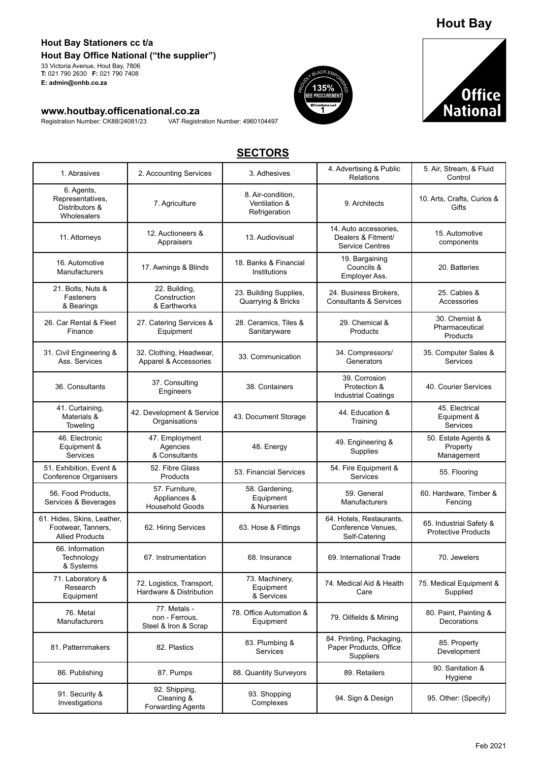Hout Bay

**Hout Bay Stationers cc t/a**
**Hout Bay Office National ("the supplier")**
33 Victoria Avenue, Hout Bay, 7806
**T:** 021 790 2630 **F:** 021 790 7408
**E: admin@onhb.co.za**

**www.houtbay.officenational.co.za**
Registration Number: CK88/24081/23 VAT Registration Number: 4960104497

PROUDLY BLACK EMPOWERED
135% BEE PROCUREMENT
BEE Contribution Level 1

Office National

## SECTORS

| | | | | |
|---|---|---|---|---|
| 1. Abrasives | 2. Accounting Services | 3. Adhesives | 4. Advertising & Public Relations | 5. Air, Stream, & Fluid Control |
| 6. Agents, Representatives, Distributors & Wholesalers | 7. Agriculture | 8. Air-condition, Ventilation & Refrigeration | 9. Architects | 10. Arts, Crafts, Curios & Gifts |
| 11. Attorneys | 12. Auctioneers & Appraisers | 13. Audiovisual | 14. Auto accessories, Dealers & Fitment/ Service Centres | 15. Automotive components |
| 16. Automotive Manufacturers | 17. Awnings & Blinds | 18. Banks & Financial Institutions | 19. Bargaining Councils & Employer Ass. | 20. Batteries |
| 21. Bolts, Nuts & Fasteners & Bearings | 22. Building, Construction & Earthworks | 23. Building Supplies, Quarrying & Bricks | 24. Business Brokers, Consultants & Services | 25. Cables & Accessories |
| 26. Car Rental & Fleet Finance | 27. Catering Services & Equipment | 28. Ceramics, Tiles & Sanitaryware | 29. Chemical & Products | 30. Chemist & Pharmaceutical Products |
| 31. Civil Engineering & Ass. Services | 32. Clothing, Headwear, Apparel & Accessories | 33. Communication | 34. Compressors/ Generators | 35. Computer Sales & Services |
| 36. Consultants | 37. Consulting Engineers | 38. Containers | 39. Corrosion Protection & Industrial Coatings | 40. Courier Services |
| 41. Curtaining, Materials & Toweling | 42. Development & Service Organisations | 43. Document Storage | 44. Education & Training | 45. Electrical Equipment & Services |
| 46. Electronic Equipment & Services | 47. Employment Agencies & Consultants | 48. Energy | 49. Engineering & Supplies | 50. Estate Agents & Property Management |
| 51. Exhibition, Event & Conference Organisers | 52. Fibre Glass Products | 53. Financial Services | 54. Fire Equipment & Services | 55. Flooring |
| 56. Food Products, Services & Beverages | 57. Furniture, Appliances & Household Goods | 58. Gardening, Equipment & Nurseries | 59. General Manufacturers | 60. Hardware, Timber & Fencing |
| 61. Hides, Skins, Leather, Footwear, Tanners, Allied Products | 62. Hiring Services | 63. Hose & Fittings | 64. Hotels, Restaurants, Conference Venues, Self-Catering | 65. Industrial Safety & Protective Products |
| 66. Information Technology & Systems | 67. Instrumentation | 68. Insurance | 69. International Trade | 70. Jewelers |
| 71. Laboratory & Research Equipment | 72. Logistics, Transport, Hardware & Distribution | 73. Machinery, Equipment & Services | 74. Medical Aid & Health Care | 75. Medical Equipment & Supplied |
| 76. Metal Manufacturers | 77. Metals - non - Ferrous, Steel & Iron & Scrap | 78. Office Automation & Equipment | 79. Oilfields & Mining | 80. Paint, Painting & Decorations |
| 81. Patternmakers | 82. Plastics | 83. Plumbing & Services | 84. Printing, Packaging, Paper Products, Office Suppliers | 85. Property Development |
| 86. Publishing | 87. Pumps | 88. Quantity Surveyors | 89. Retailers | 90. Sanitation & Hygiene |
| 91. Security & Investigations | 92. Shipping, Cleaning & Forwarding Agents | 93. Shopping Complexes | 94. Sign & Design | 95. Other: (Specify) |

Feb 2021